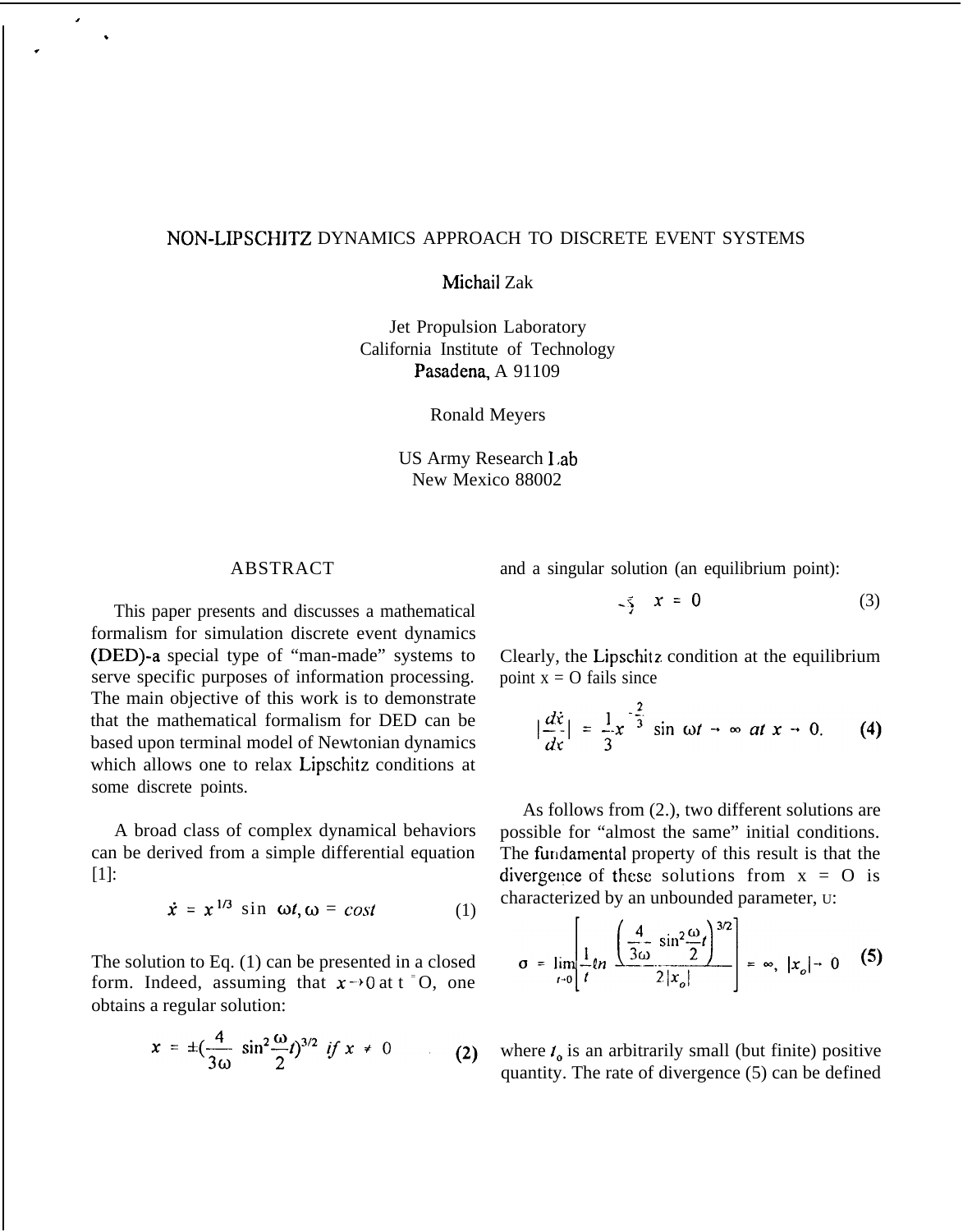# NON-LIPSCHITZ DYNAMICS APPROACH TO DISCRETE EVENT SYSTEMS

Michail Zak

Jet Propulsion Laboratory
California Institute of Technology
Pasadena, A 91109

Ronald Meyers

US Army Research Lab
New Mexico 88002

## ABSTRACT

This paper presents and discusses a mathematical formalism for simulation discrete event dynamics (DED)-a special type of "man-made" systems to serve specific purposes of information processing. The main objective of this work is to demonstrate that the mathematical formalism for DED can be based upon terminal model of Newtonian dynamics which allows one to relax Lipschitz conditions at some discrete points.

A broad class of complex dynamical behaviors can be derived from a simple differential equation [1]:

$$\dot{x} = x^{1/3} \sin \omega t, \omega = cost \tag{1}$$

The solution to Eq. (1) can be presented in a closed form. Indeed, assuming that $x \to 0$ at t = O, one obtains a regular solution:

$$x = \pm\left(\frac{4}{3\omega} \sin^2 \frac{\omega}{2} t\right)^{3/2} \; if \; x \neq 0 \tag{2}$$

and a singular solution (an equilibrium point):

$$x = 0 \tag{3}$$

Clearly, the Lipschitz condition at the equilibrium point x = O fails since

$$\left|\frac{d\dot{x}}{dx}\right| = \frac{1}{3} x^{-\frac{2}{3}} \sin \omega t \to \infty \; at \; x \to 0. \tag{4}$$

As follows from (2.), two different solutions are possible for "almost the same" initial conditions. The fundamental property of this result is that the divergence of these solutions from x = O is characterized by an unbounded parameter, U:

$$\sigma = \lim_{t \to 0}\left[\frac{1}{t} \ell n \frac{\left(\frac{4}{3\omega} \sin^2 \frac{\omega}{2} t\right)^{3/2}}{2|x_o|}\right] = \infty, \; |x_o| \to 0 \tag{5}$$

where $t_o$ is an arbitrarily small (but finite) positive quantity. The rate of divergence (5) can be defined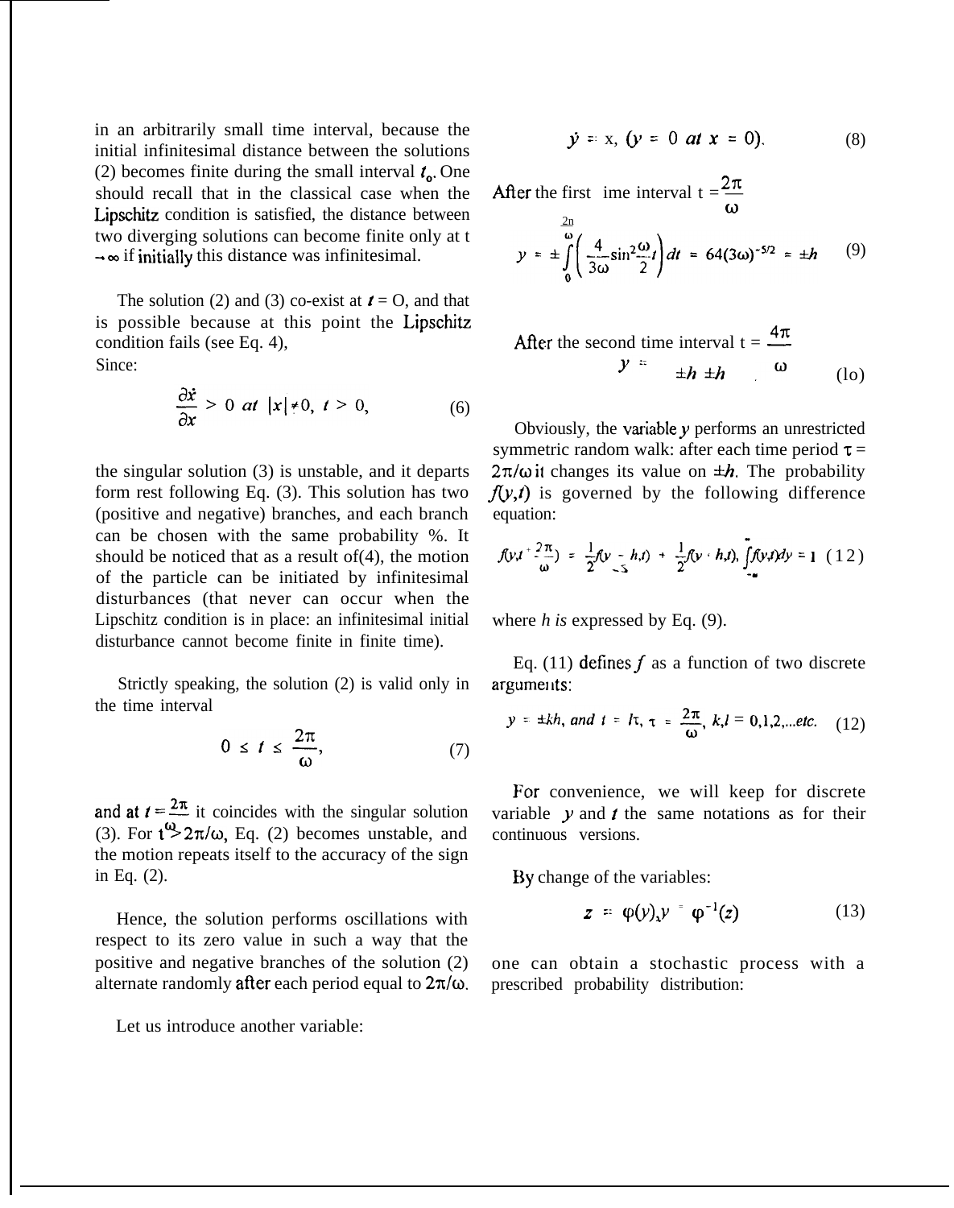in an arbitrarily small time interval, because the initial infinitesimal distance between the solutions (2) becomes finite during the small interval $t_0$. One should recall that in the classical case when the Lipschitz condition is satisfied, the distance between two diverging solutions can become finite only at $t \to \infty$ if initially this distance was infinitesimal.

The solution (2) and (3) co-exist at $t = 0$, and that is possible because at this point the Lipschitz condition fails (see Eq. 4),
Since:

$$\frac{\partial \dot{x}}{\partial x} > 0 \ at \ |x| \neq 0, \ t > 0, \tag{6}$$

the singular solution (3) is unstable, and it departs form rest following Eq. (3). This solution has two (positive and negative) branches, and each branch can be chosen with the same probability %. It should be noticed that as a result of(4), the motion of the particle can be initiated by infinitesimal disturbances (that never can occur when the Lipschitz condition is in place: an infinitesimal initial disturbance cannot become finite in finite time).

Strictly speaking, the solution (2) is valid only in the time interval

$$0 \le t \le \frac{2\pi}{\omega}, \tag{7}$$

and at $t = \frac{2\pi}{\omega}$ it coincides with the singular solution (3). For $t > 2\pi/\omega$, Eq. (2) becomes unstable, and the motion repeats itself to the accuracy of the sign in Eq. (2).

Hence, the solution performs oscillations with respect to its zero value in such a way that the positive and negative branches of the solution (2) alternate randomly after each period equal to $2\pi/\omega$.

Let us introduce another variable:

$$\dot{y} = x, \ (y = 0 \ at \ x = 0). \tag{8}$$

After the first time interval $t = \frac{2\pi}{\omega}$

$$y = \pm \int_0^{\frac{2\pi}{\omega}} \left( \frac{4}{3\omega} \sin^2 \frac{\omega}{2} t \right) dt = 64(3\omega)^{-5/2} = \pm h \tag{9}$$

After the second time interval $t = \frac{4\pi}{\omega}$

$$y = \pm h \pm h \tag{10}$$

Obviously, the variable $y$ performs an unrestricted symmetric random walk: after each time period $\tau = 2\pi/\omega$ it changes its value on $\pm h$. The probability $f(y,t)$ is governed by the following difference equation:

$$f(y, t + \frac{2\pi}{\omega}) = \frac{1}{2} f(y - h, t) + \frac{1}{2} f(y + h, t), \int_{-\infty}^{\infty} f(y,t) dy = 1 \tag{12}$$

where $h$ is expressed by Eq. (9).

Eq. (11) defines $f$ as a function of two discrete arguments:

$$y = \pm kh, \ and \ t = l\tau, \ \tau = \frac{2\pi}{\omega}, \ k, l = 0,1,2,...etc. \tag{12}$$

For convenience, we will keep for discrete variable $y$ and $t$ the same notations as for their continuous versions.

By change of the variables:

$$z = \varphi(y), y = \varphi^{-1}(z) \tag{13}$$

one can obtain a stochastic process with a prescribed probability distribution: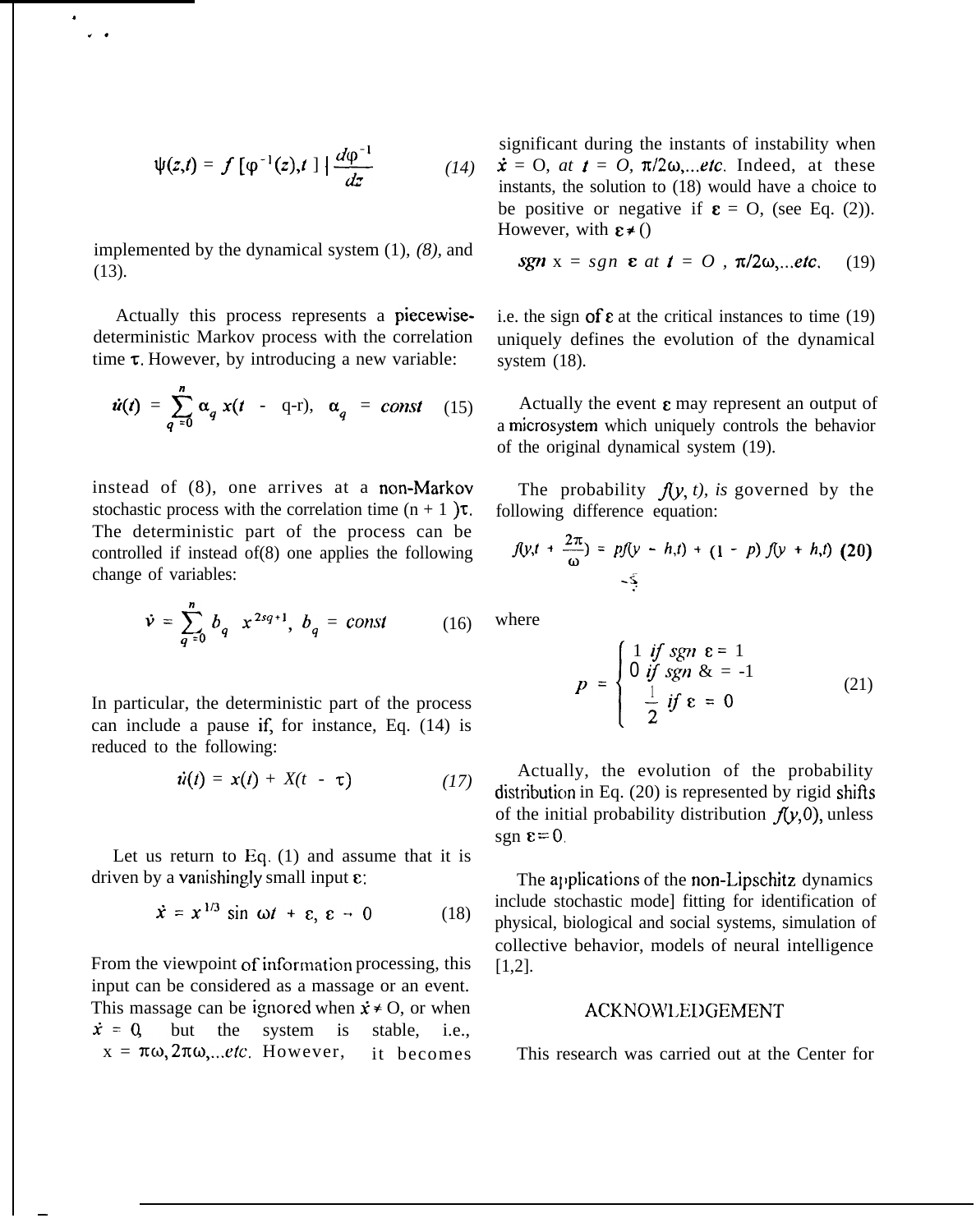$$\psi(z,t) = f\,[\varphi^{-1}(z),t\,]\,\left|\frac{d\varphi^{-1}}{dz}\right| \qquad (14)$$

implemented by the dynamical system (1), *(8)*, and (13).

Actually this process represents a piecewise-deterministic Markov process with the correlation time $\tau$. However, by introducing a new variable:

$$\dot{u}(t) = \sum_{q=0}^{n} \alpha_q\, x(t - q\tau), \quad \alpha_q = const \qquad (15)$$

instead of (8), one arrives at a non-Markov stochastic process with the correlation time $(n + 1)\tau$. The deterministic part of the process can be controlled if instead of(8) one applies the following change of variables:

$$\dot{v} = \sum_{q=0}^{n} b_q\, x^{2sq+1}, \; b_q = const \qquad (16)$$

In particular, the deterministic part of the process can include a pause if, for instance, Eq. (14) is reduced to the following:

$$\dot{u}(t) = x(t) + X(t - \tau) \qquad (17)$$

Let us return to Eq. (1) and assume that it is driven by a vanishingly small input $\varepsilon$:

$$\dot{x} = x^{1/3}\sin\omega t + \varepsilon, \; \varepsilon \to 0 \qquad (18)$$

From the viewpoint of information processing, this input can be considered as a massage or an event. This massage can be ignored when $\dot{x} \neq 0$, or when $\dot{x} = 0$, but the system is stable, i.e., $x = \pi\omega, 2\pi\omega, ...etc$. However, it becomes significant during the instants of instability when $\dot{x} = 0$, *at* $t = 0, \pi/2\omega, ...etc$. Indeed, at these instants, the solution to (18) would have a choice to be positive or negative if $\varepsilon = 0$, (see Eq. (2)). However, with $\varepsilon \neq 0$

$$sgn\; x = sgn\; \varepsilon \;\; at \;\; t = 0\,,\; \pi/2\omega, ...etc. \qquad (19)$$

i.e. the sign of $\varepsilon$ at the critical instances to time (19) uniquely defines the evolution of the dynamical system (18).

Actually the event $\varepsilon$ may represent an output of a microsystem which uniquely controls the behavior of the original dynamical system (19).

The probability $f(y, t)$, *is* governed by the following difference equation:

$$f(y,t + \frac{2\pi}{\omega}) = pf(y - h,t) + (1 - p)\, f(y + h,t) \qquad (20)$$

where

$$p = \begin{cases} 1 \;\; if \;\; sgn\; \varepsilon = 1 \\ 0 \;\; if \;\; sgn\; \varepsilon = -1 \\ \frac{1}{2} \;\; if \;\; \varepsilon = 0 \end{cases} \qquad (21)$$

Actually, the evolution of the probability distribution in Eq. (20) is represented by rigid shifts of the initial probability distribution $f(y,0)$, unless sgn $\varepsilon = 0$.

The applications of the non-Lipschitz dynamics include stochastic mode] fitting for identification of physical, biological and social systems, simulation of collective behavior, models of neural intelligence [1,2].

## ACKNOWLEDGEMENT

This research was carried out at the Center for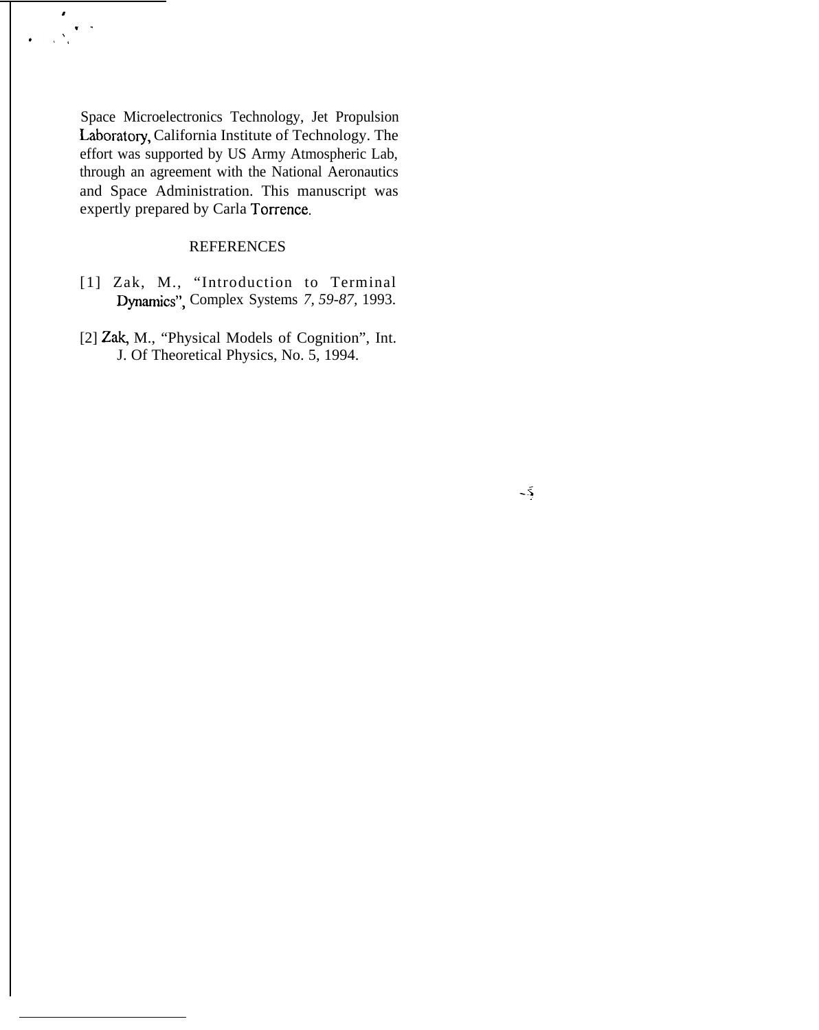Space Microelectronics Technology, Jet Propulsion Laboratory, California Institute of Technology. The effort was supported by US Army Atmospheric Lab, through an agreement with the National Aeronautics and Space Administration. This manuscript was expertly prepared by Carla Torrence.

## REFERENCES

[1] Zak, M., "Introduction to Terminal Dynamics", Complex Systems *7, 59-87*, 1993.

[2] Zak, M., "Physical Models of Cognition", Int. J. Of Theoretical Physics, No. 5, 1994.